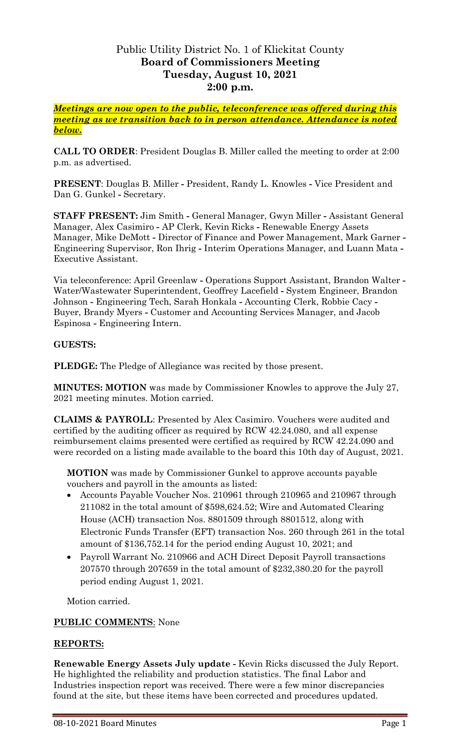# Public Utility District No. 1 of Klickitat County
## Board of Commissioners Meeting
## Tuesday, August 10, 2021
## 2:00 p.m.

***Meetings are now open to the public, teleconference was offered during this meeting as we transition back to in person attendance. Attendance is noted below.***

**CALL TO ORDER**: President Douglas B. Miller called the meeting to order at 2:00 p.m. as advertised.

**PRESENT**: Douglas B. Miller - President, Randy L. Knowles - Vice President and Dan G. Gunkel - Secretary.

**STAFF PRESENT:** Jim Smith - General Manager, Gwyn Miller - Assistant General Manager, Alex Casimiro - AP Clerk, Kevin Ricks - Renewable Energy Assets Manager, Mike DeMott - Director of Finance and Power Management, Mark Garner - Engineering Supervisor, Ron Ihrig - Interim Operations Manager, and Luann Mata - Executive Assistant.

Via teleconference: April Greenlaw - Operations Support Assistant, Brandon Walter - Water/Wastewater Superintendent, Geoffrey Lacefield - System Engineer, Brandon Johnson - Engineering Tech, Sarah Honkala - Accounting Clerk, Robbie Cacy - Buyer, Brandy Myers - Customer and Accounting Services Manager, and Jacob Espinosa - Engineering Intern.

**GUESTS:**

**PLEDGE:** The Pledge of Allegiance was recited by those present.

**MINUTES: MOTION** was made by Commissioner Knowles to approve the July 27, 2021 meeting minutes. Motion carried.

**CLAIMS & PAYROLL**: Presented by Alex Casimiro. Vouchers were audited and certified by the auditing officer as required by RCW 42.24.080, and all expense reimbursement claims presented were certified as required by RCW 42.24.090 and were recorded on a listing made available to the board this 10th day of August, 2021.

**MOTION** was made by Commissioner Gunkel to approve accounts payable vouchers and payroll in the amounts as listed:

- Accounts Payable Voucher Nos. 210961 through 210965 and 210967 through 211082 in the total amount of $598,624.52; Wire and Automated Clearing House (ACH) transaction Nos. 8801509 through 8801512, along with Electronic Funds Transfer (EFT) transaction Nos. 260 through 261 in the total amount of $136,752.14 for the period ending August 10, 2021; and
- Payroll Warrant No. 210966 and ACH Direct Deposit Payroll transactions 207570 through 207659 in the total amount of $232,380.20 for the payroll period ending August 1, 2021.

Motion carried.

**PUBLIC COMMENTS**: None

**REPORTS:**

**Renewable Energy Assets July update -** Kevin Ricks discussed the July Report. He highlighted the reliability and production statistics. The final Labor and Industries inspection report was received. There were a few minor discrepancies found at the site, but these items have been corrected and procedures updated.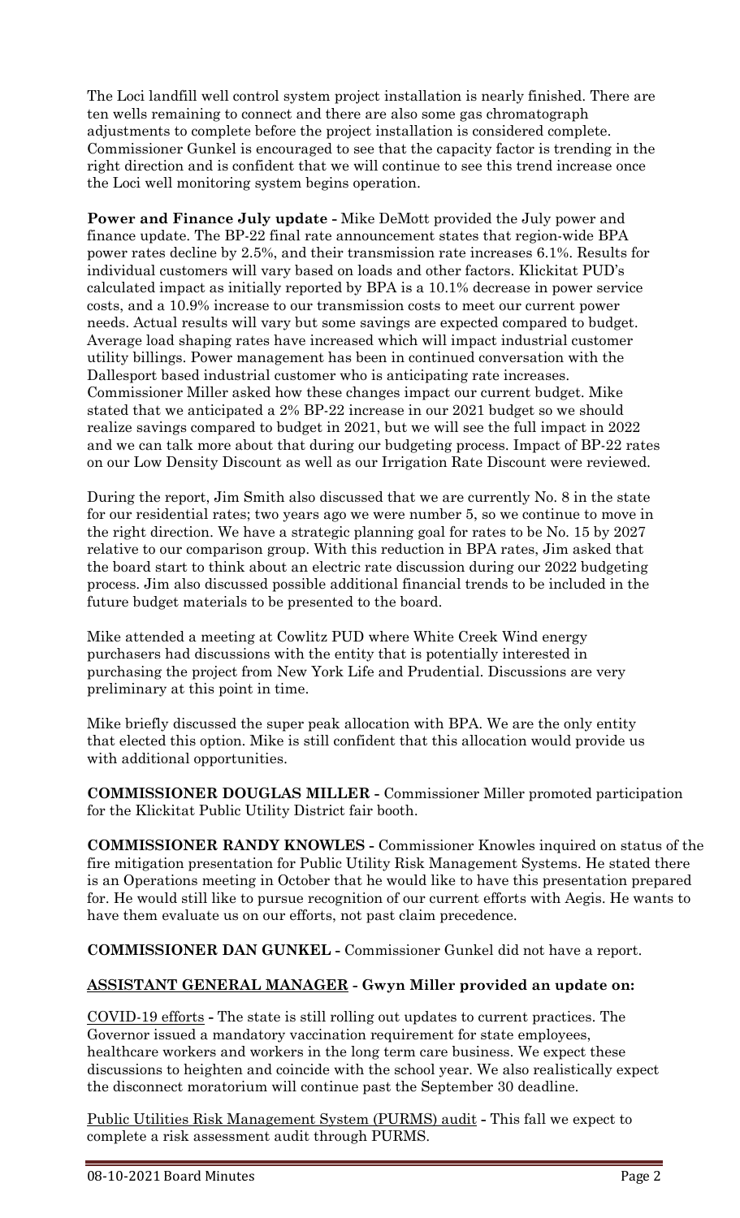The Loci landfill well control system project installation is nearly finished. There are ten wells remaining to connect and there are also some gas chromatograph adjustments to complete before the project installation is considered complete. Commissioner Gunkel is encouraged to see that the capacity factor is trending in the right direction and is confident that we will continue to see this trend increase once the Loci well monitoring system begins operation.

**Power and Finance July update -** Mike DeMott provided the July power and finance update. The BP-22 final rate announcement states that region-wide BPA power rates decline by 2.5%, and their transmission rate increases 6.1%. Results for individual customers will vary based on loads and other factors. Klickitat PUD's calculated impact as initially reported by BPA is a 10.1% decrease in power service costs, and a 10.9% increase to our transmission costs to meet our current power needs. Actual results will vary but some savings are expected compared to budget. Average load shaping rates have increased which will impact industrial customer utility billings. Power management has been in continued conversation with the Dallesport based industrial customer who is anticipating rate increases. Commissioner Miller asked how these changes impact our current budget. Mike stated that we anticipated a 2% BP-22 increase in our 2021 budget so we should realize savings compared to budget in 2021, but we will see the full impact in 2022 and we can talk more about that during our budgeting process. Impact of BP-22 rates on our Low Density Discount as well as our Irrigation Rate Discount were reviewed.

During the report, Jim Smith also discussed that we are currently No. 8 in the state for our residential rates; two years ago we were number 5, so we continue to move in the right direction. We have a strategic planning goal for rates to be No. 15 by 2027 relative to our comparison group. With this reduction in BPA rates, Jim asked that the board start to think about an electric rate discussion during our 2022 budgeting process. Jim also discussed possible additional financial trends to be included in the future budget materials to be presented to the board.

Mike attended a meeting at Cowlitz PUD where White Creek Wind energy purchasers had discussions with the entity that is potentially interested in purchasing the project from New York Life and Prudential. Discussions are very preliminary at this point in time.

Mike briefly discussed the super peak allocation with BPA. We are the only entity that elected this option. Mike is still confident that this allocation would provide us with additional opportunities.

**COMMISSIONER DOUGLAS MILLER -** Commissioner Miller promoted participation for the Klickitat Public Utility District fair booth.

**COMMISSIONER RANDY KNOWLES -** Commissioner Knowles inquired on status of the fire mitigation presentation for Public Utility Risk Management Systems. He stated there is an Operations meeting in October that he would like to have this presentation prepared for. He would still like to pursue recognition of our current efforts with Aegis. He wants to have them evaluate us on our efforts, not past claim precedence.

**COMMISSIONER DAN GUNKEL -** Commissioner Gunkel did not have a report.

## ASSISTANT GENERAL MANAGER - Gwyn Miller provided an update on:

COVID-19 efforts - The state is still rolling out updates to current practices. The Governor issued a mandatory vaccination requirement for state employees, healthcare workers and workers in the long term care business. We expect these discussions to heighten and coincide with the school year. We also realistically expect the disconnect moratorium will continue past the September 30 deadline.

Public Utilities Risk Management System (PURMS) audit - This fall we expect to complete a risk assessment audit through PURMS.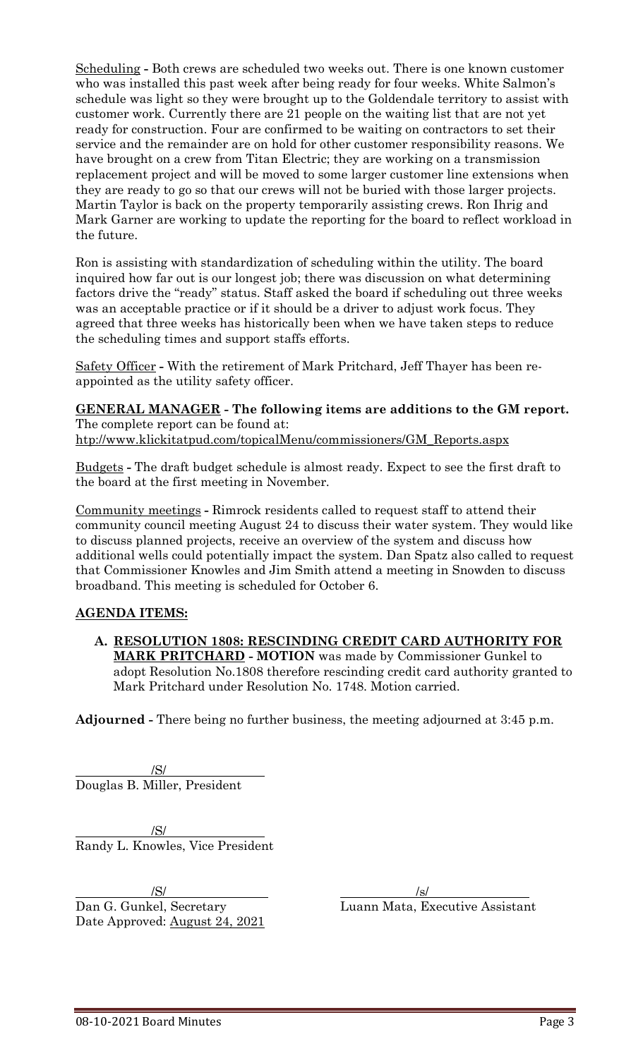Scheduling - Both crews are scheduled two weeks out. There is one known customer who was installed this past week after being ready for four weeks. White Salmon's schedule was light so they were brought up to the Goldendale territory to assist with customer work. Currently there are 21 people on the waiting list that are not yet ready for construction. Four are confirmed to be waiting on contractors to set their service and the remainder are on hold for other customer responsibility reasons. We have brought on a crew from Titan Electric; they are working on a transmission replacement project and will be moved to some larger customer line extensions when they are ready to go so that our crews will not be buried with those larger projects. Martin Taylor is back on the property temporarily assisting crews. Ron Ihrig and Mark Garner are working to update the reporting for the board to reflect workload in the future.

Ron is assisting with standardization of scheduling within the utility. The board inquired how far out is our longest job; there was discussion on what determining factors drive the "ready" status. Staff asked the board if scheduling out three weeks was an acceptable practice or if it should be a driver to adjust work focus. They agreed that three weeks has historically been when we have taken steps to reduce the scheduling times and support staffs efforts.

Safety Officer - With the retirement of Mark Pritchard, Jeff Thayer has been re-appointed as the utility safety officer.

**GENERAL MANAGER - The following items are additions to the GM report.**
The complete report can be found at:
http://www.klickitatpud.com/topicalMenu/commissioners/GM_Reports.aspx

Budgets - The draft budget schedule is almost ready. Expect to see the first draft to the board at the first meeting in November.

Community meetings - Rimrock residents called to request staff to attend their community council meeting August 24 to discuss their water system. They would like to discuss planned projects, receive an overview of the system and discuss how additional wells could potentially impact the system. Dan Spatz also called to request that Commissioner Knowles and Jim Smith attend a meeting in Snowden to discuss broadband. This meeting is scheduled for October 6.

**AGENDA ITEMS:**

**A. RESOLUTION 1808: RESCINDING CREDIT CARD AUTHORITY FOR MARK PRITCHARD - MOTION** was made by Commissioner Gunkel to adopt Resolution No.1808 therefore rescinding credit card authority granted to Mark Pritchard under Resolution No. 1748. Motion carried.

**Adjourned -** There being no further business, the meeting adjourned at 3:45 p.m.

/S/
Douglas B. Miller, President

/S/
Randy L. Knowles, Vice President

/S/
Dan G. Gunkel, Secretary
Date Approved: August 24, 2021

/s/
Luann Mata, Executive Assistant